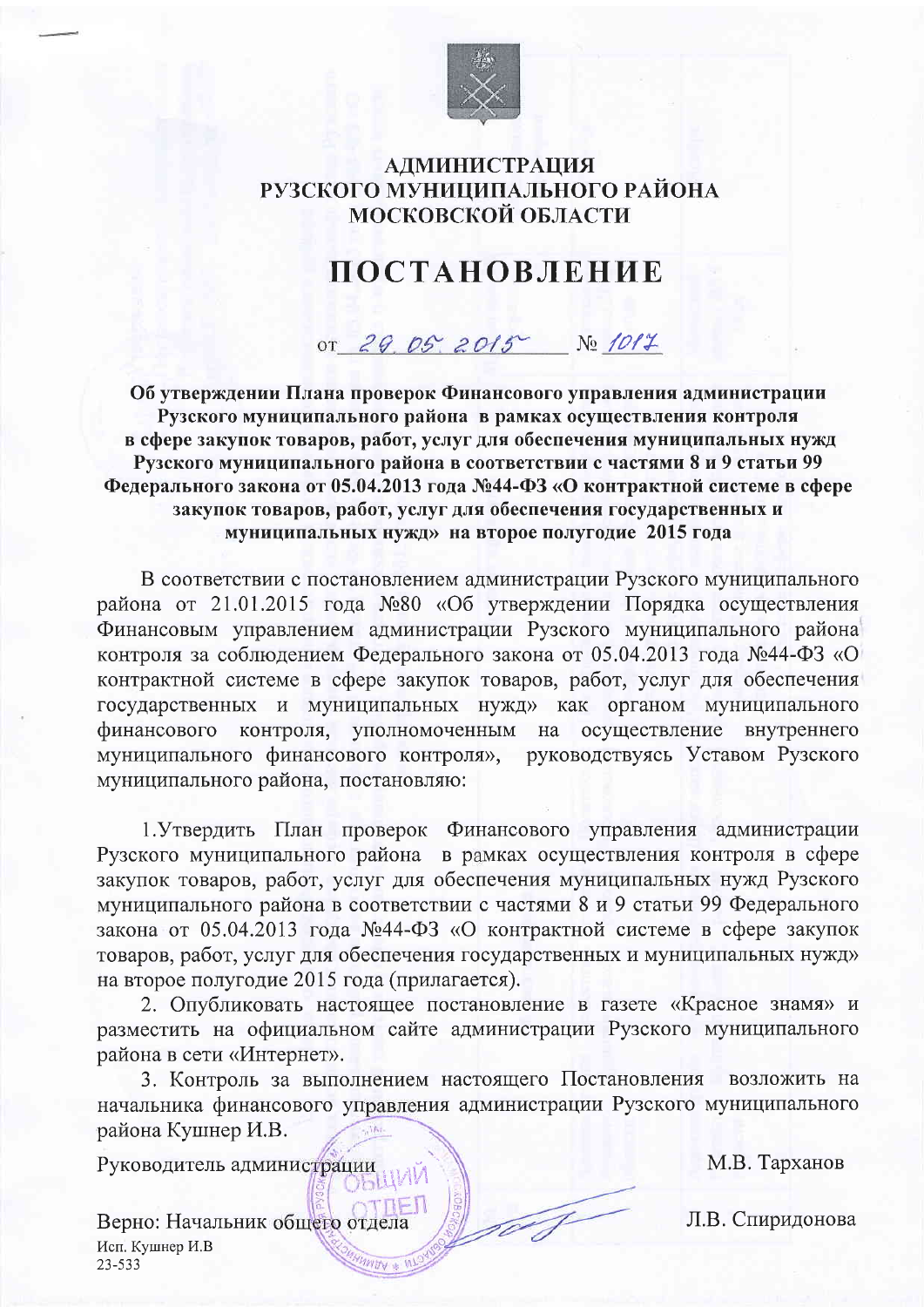# АДМИНИСТРАЦИЯ РУЗСКОГО МУНИЦИПАЛЬНОГО РАЙОНА МОСКОВСКОЙ ОБЛАСТИ

# ПОСТАНОВЛЕНИЕ

от 29.05.2015 № 1017

**Об утверждении Плана проверок Финансового управления администрации Рузского муниципального района в рамках осуществления контроля в сфере закупок товаров, работ, услуг для обеспечения муниципальных нужд Рузского муниципального района в соответствии с частями 8 и 9 статьи 99 Федерального закона от 05.04.2013 года №44-ФЗ «О контрактной системе в сфере закупок товаров, работ, услуг для обеспечения государственных и муниципальных нужд» на второе полугодие 2015 года**

В соответствии с постановлением администрации Рузского муниципального района от 21.01.2015 года №80 «Об утверждении Порядка осуществления Финансовым управлением администрации Рузского муниципального района контроля за соблюдением Федерального закона от 05.04.2013 года №44-ФЗ «О контрактной системе в сфере закупок товаров, работ, услуг для обеспечения государственных и муниципальных нужд» как органом муниципального финансового контроля, уполномоченным на осуществление внутреннего муниципального финансового контроля», руководствуясь Уставом Рузского муниципального района, постановляю:

1.Утвердить План проверок Финансового управления администрации Рузского муниципального района в рамках осуществления контроля в сфере закупок товаров, работ, услуг для обеспечения муниципальных нужд Рузского муниципального района в соответствии с частями 8 и 9 статьи 99 Федерального закона от 05.04.2013 года №44-ФЗ «О контрактной системе в сфере закупок товаров, работ, услуг для обеспечения государственных и муниципальных нужд» на второе полугодие 2015 года (прилагается).

2. Опубликовать настоящее постановление в газете «Красное знамя» и разместить на официальном сайте администрации Рузского муниципального района в сети «Интернет».

3. Контроль за выполнением настоящего Постановления возложить на начальника финансового управления администрации Рузского муниципального района Кушнер И.В.

Руководитель администрации М.В. Тарханов

Верно: Начальник общего отдела Л.В. Спиридонова

Исп. Кушнер И.В
23-533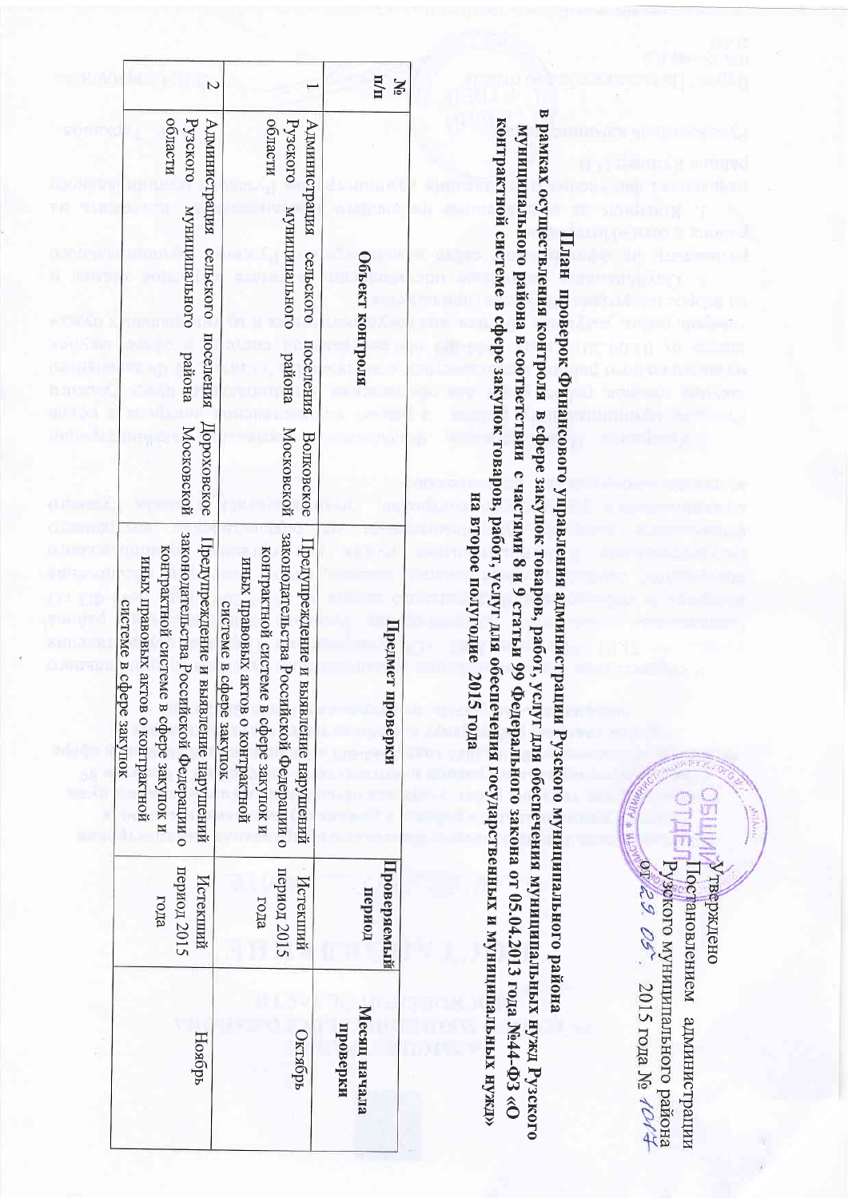Утверждено
Постановлением администрации
Рузского муниципального района
от 29.05. 2015 года № 1014

**План проверок Финансового управления администрации Рузского муниципального района в рамках осуществления контроля в сфере закупок товаров, работ, услуг для обеспечения муниципальных нужд Рузского муниципального района в соответствии с частями 8 и 9 статьи 99 Федерального закона от 05.04.2013 года №44-ФЗ «О контрактной системе в сфере закупок товаров, работ, услуг для обеспечения государственных и муниципальных нужд» на второе полугодие 2015 года**

| № п/п | Объект контроля | Предмет проверки | Проверяемый период | Месяц начала проверки |
| --- | --- | --- | --- | --- |
| 1 | Администрация сельского поселения Волковское Рузского муниципального района Московской области | Предупреждение и выявление нарушений законодательства Российской Федерации о контрактной системе в сфере закупок и иных правовых актов о контрактной системе в сфере закупок | Истекший период 2015 года | Октябрь |
| 2 | Администрация сельского поселения Дороховское Рузского муниципального района Московской области | Предупреждение и выявление нарушений законодательства Российской Федерации о контрактной системе в сфере закупок и иных правовых актов о контрактной системе в сфере закупок | Истекший период 2015 года | Ноябрь |